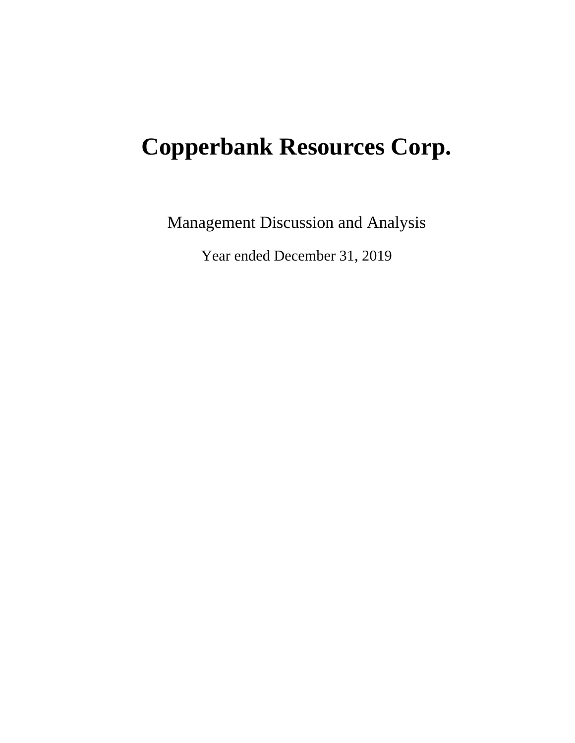# Copperbank Resources Corp.

Management Discussion and Analysis

Year ended December 31, 2019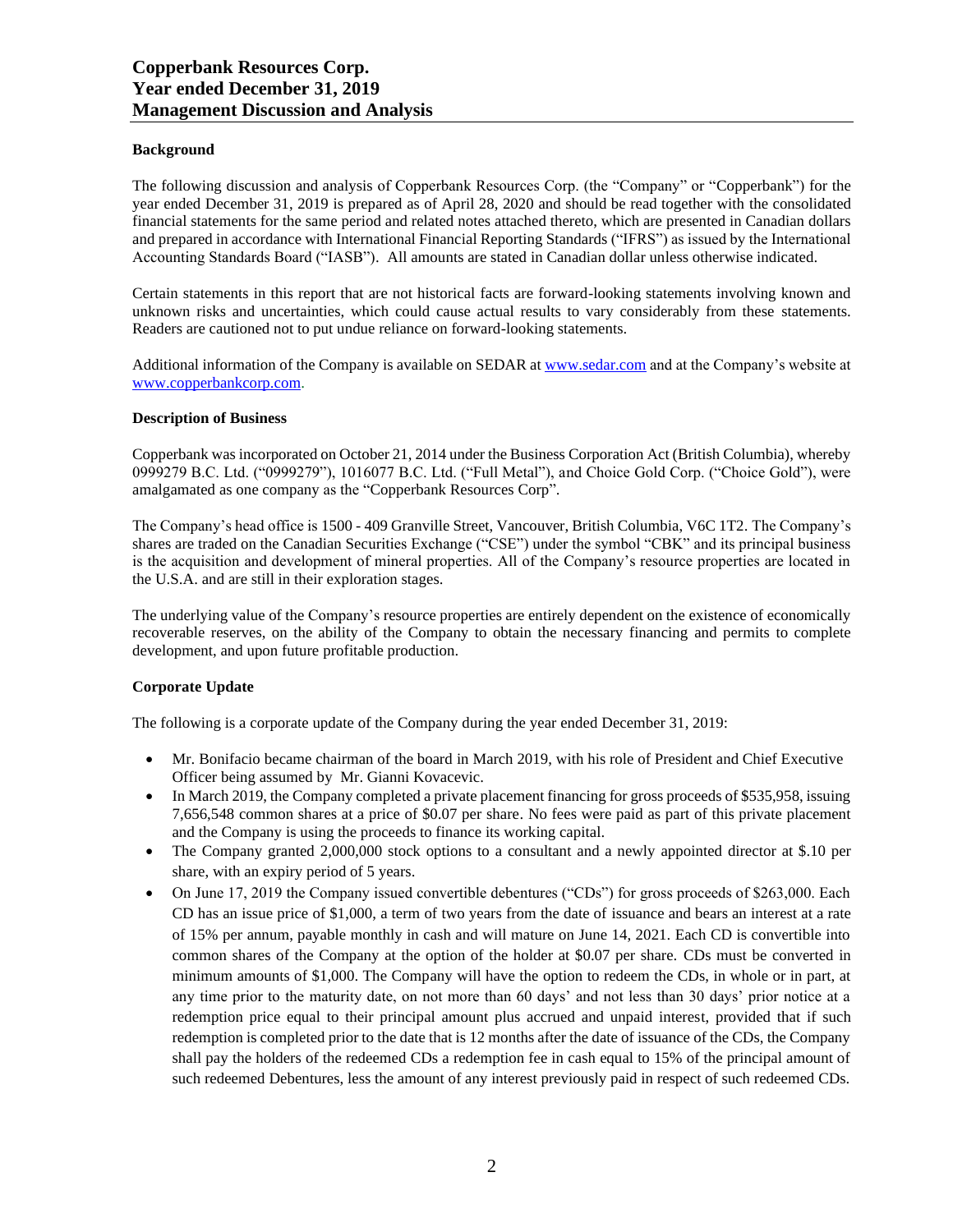**Background**

The following discussion and analysis of Copperbank Resources Corp. (the "Company" or "Copperbank") for the year ended December 31, 2019 is prepared as of April 28, 2020 and should be read together with the consolidated financial statements for the same period and related notes attached thereto, which are presented in Canadian dollars and prepared in accordance with International Financial Reporting Standards ("IFRS") as issued by the International Accounting Standards Board ("IASB"). All amounts are stated in Canadian dollar unless otherwise indicated.

Certain statements in this report that are not historical facts are forward-looking statements involving known and unknown risks and uncertainties, which could cause actual results to vary considerably from these statements. Readers are cautioned not to put undue reliance on forward-looking statements.

Additional information of the Company is available on SEDAR at www.sedar.com and at the Company's website at www.copperbankcorp.com.

**Description of Business**

Copperbank was incorporated on October 21, 2014 under the Business Corporation Act (British Columbia), whereby 0999279 B.C. Ltd. ("0999279"), 1016077 B.C. Ltd. ("Full Metal"), and Choice Gold Corp. ("Choice Gold"), were amalgamated as one company as the "Copperbank Resources Corp".

The Company's head office is 1500 - 409 Granville Street, Vancouver, British Columbia, V6C 1T2. The Company's shares are traded on the Canadian Securities Exchange ("CSE") under the symbol "CBK" and its principal business is the acquisition and development of mineral properties. All of the Company's resource properties are located in the U.S.A. and are still in their exploration stages.

The underlying value of the Company's resource properties are entirely dependent on the existence of economically recoverable reserves, on the ability of the Company to obtain the necessary financing and permits to complete development, and upon future profitable production.

**Corporate Update**

The following is a corporate update of the Company during the year ended December 31, 2019:

- Mr. Bonifacio became chairman of the board in March 2019, with his role of President and Chief Executive Officer being assumed by Mr. Gianni Kovacevic.
- In March 2019, the Company completed a private placement financing for gross proceeds of $535,958, issuing 7,656,548 common shares at a price of $0.07 per share. No fees were paid as part of this private placement and the Company is using the proceeds to finance its working capital.
- The Company granted 2,000,000 stock options to a consultant and a newly appointed director at $.10 per share, with an expiry period of 5 years.
- On June 17, 2019 the Company issued convertible debentures ("CDs") for gross proceeds of $263,000. Each CD has an issue price of $1,000, a term of two years from the date of issuance and bears an interest at a rate of 15% per annum, payable monthly in cash and will mature on June 14, 2021. Each CD is convertible into common shares of the Company at the option of the holder at $0.07 per share. CDs must be converted in minimum amounts of $1,000. The Company will have the option to redeem the CDs, in whole or in part, at any time prior to the maturity date, on not more than 60 days' and not less than 30 days' prior notice at a redemption price equal to their principal amount plus accrued and unpaid interest, provided that if such redemption is completed prior to the date that is 12 months after the date of issuance of the CDs, the Company shall pay the holders of the redeemed CDs a redemption fee in cash equal to 15% of the principal amount of such redeemed Debentures, less the amount of any interest previously paid in respect of such redeemed CDs.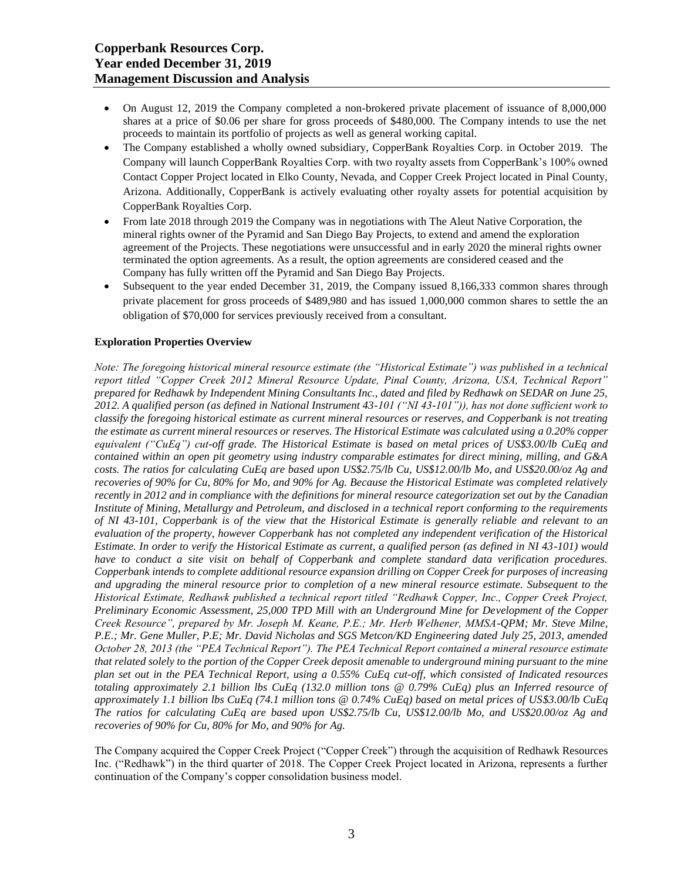- On August 12, 2019 the Company completed a non-brokered private placement of issuance of 8,000,000 shares at a price of $0.06 per share for gross proceeds of $480,000. The Company intends to use the net proceeds to maintain its portfolio of projects as well as general working capital.
- The Company established a wholly owned subsidiary, CopperBank Royalties Corp. in October 2019. The Company will launch CopperBank Royalties Corp. with two royalty assets from CopperBank's 100% owned Contact Copper Project located in Elko County, Nevada, and Copper Creek Project located in Pinal County, Arizona. Additionally, CopperBank is actively evaluating other royalty assets for potential acquisition by CopperBank Royalties Corp.
- From late 2018 through 2019 the Company was in negotiations with The Aleut Native Corporation, the mineral rights owner of the Pyramid and San Diego Bay Projects, to extend and amend the exploration agreement of the Projects. These negotiations were unsuccessful and in early 2020 the mineral rights owner terminated the option agreements. As a result, the option agreements are considered ceased and the Company has fully written off the Pyramid and San Diego Bay Projects.
- Subsequent to the year ended December 31, 2019, the Company issued 8,166,333 common shares through private placement for gross proceeds of $489,980 and has issued 1,000,000 common shares to settle the an obligation of $70,000 for services previously received from a consultant.

**Exploration Properties Overview**

*Note: The foregoing historical mineral resource estimate (the "Historical Estimate") was published in a technical report titled "Copper Creek 2012 Mineral Resource Update, Pinal County, Arizona, USA, Technical Report" prepared for Redhawk by Independent Mining Consultants Inc., dated and filed by Redhawk on SEDAR on June 25, 2012. A qualified person (as defined in National Instrument 43-101 ("NI 43-101")), has not done sufficient work to classify the foregoing historical estimate as current mineral resources or reserves, and Copperbank is not treating the estimate as current mineral resources or reserves. The Historical Estimate was calculated using a 0.20% copper equivalent ("CuEq") cut-off grade. The Historical Estimate is based on metal prices of US$3.00/lb CuEq and contained within an open pit geometry using industry comparable estimates for direct mining, milling, and G&A costs. The ratios for calculating CuEq are based upon US$2.75/lb Cu, US$12.00/lb Mo, and US$20.00/oz Ag and recoveries of 90% for Cu, 80% for Mo, and 90% for Ag. Because the Historical Estimate was completed relatively recently in 2012 and in compliance with the definitions for mineral resource categorization set out by the Canadian Institute of Mining, Metallurgy and Petroleum, and disclosed in a technical report conforming to the requirements of NI 43-101, Copperbank is of the view that the Historical Estimate is generally reliable and relevant to an evaluation of the property, however Copperbank has not completed any independent verification of the Historical Estimate. In order to verify the Historical Estimate as current, a qualified person (as defined in NI 43-101) would have to conduct a site visit on behalf of Copperbank and complete standard data verification procedures. Copperbank intends to complete additional resource expansion drilling on Copper Creek for purposes of increasing and upgrading the mineral resource prior to completion of a new mineral resource estimate. Subsequent to the Historical Estimate, Redhawk published a technical report titled "Redhawk Copper, Inc., Copper Creek Project, Preliminary Economic Assessment, 25,000 TPD Mill with an Underground Mine for Development of the Copper Creek Resource", prepared by Mr. Joseph M. Keane, P.E.; Mr. Herb Welhener, MMSA-QPM; Mr. Steve Milne, P.E.; Mr. Gene Muller, P.E; Mr. David Nicholas and SGS Metcon/KD Engineering dated July 25, 2013, amended October 28, 2013 (the "PEA Technical Report"). The PEA Technical Report contained a mineral resource estimate that related solely to the portion of the Copper Creek deposit amenable to underground mining pursuant to the mine plan set out in the PEA Technical Report, using a 0.55% CuEq cut-off, which consisted of Indicated resources totaling approximately 2.1 billion lbs CuEq (132.0 million tons @ 0.79% CuEq) plus an Inferred resource of approximately 1.1 billion lbs CuEq (74.1 million tons @ 0.74% CuEq) based on metal prices of US$3.00/lb CuEq The ratios for calculating CuEq are based upon US$2.75/lb Cu, US$12.00/lb Mo, and US$20.00/oz Ag and recoveries of 90% for Cu, 80% for Mo, and 90% for Ag.*

The Company acquired the Copper Creek Project ("Copper Creek") through the acquisition of Redhawk Resources Inc. ("Redhawk") in the third quarter of 2018. The Copper Creek Project located in Arizona, represents a further continuation of the Company's copper consolidation business model.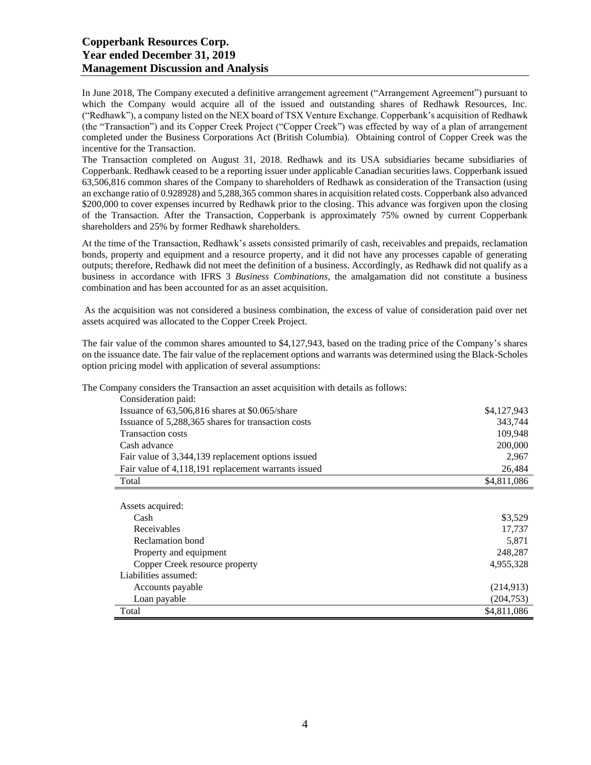In June 2018, The Company executed a definitive arrangement agreement ("Arrangement Agreement") pursuant to which the Company would acquire all of the issued and outstanding shares of Redhawk Resources, Inc. ("Redhawk"), a company listed on the NEX board of TSX Venture Exchange. Copperbank's acquisition of Redhawk (the "Transaction") and its Copper Creek Project ("Copper Creek") was effected by way of a plan of arrangement completed under the Business Corporations Act (British Columbia). Obtaining control of Copper Creek was the incentive for the Transaction.

The Transaction completed on August 31, 2018. Redhawk and its USA subsidiaries became subsidiaries of Copperbank. Redhawk ceased to be a reporting issuer under applicable Canadian securities laws. Copperbank issued 63,506,816 common shares of the Company to shareholders of Redhawk as consideration of the Transaction (using an exchange ratio of 0.928928) and 5,288,365 common shares in acquisition related costs. Copperbank also advanced $200,000 to cover expenses incurred by Redhawk prior to the closing. This advance was forgiven upon the closing of the Transaction. After the Transaction, Copperbank is approximately 75% owned by current Copperbank shareholders and 25% by former Redhawk shareholders.

At the time of the Transaction, Redhawk's assets consisted primarily of cash, receivables and prepaids, reclamation bonds, property and equipment and a resource property, and it did not have any processes capable of generating outputs; therefore, Redhawk did not meet the definition of a business. Accordingly, as Redhawk did not qualify as a business in accordance with IFRS 3 *Business Combinations*, the amalgamation did not constitute a business combination and has been accounted for as an asset acquisition.

As the acquisition was not considered a business combination, the excess of value of consideration paid over net assets acquired was allocated to the Copper Creek Project.

The fair value of the common shares amounted to $4,127,943, based on the trading price of the Company's shares on the issuance date. The fair value of the replacement options and warrants was determined using the Black-Scholes option pricing model with application of several assumptions:

The Company considers the Transaction an asset acquisition with details as follows:

| | |
|---|---|
| Consideration paid: | |
| Issuance of 63,506,816 shares at $0.065/share | $4,127,943 |
| Issuance of 5,288,365 shares for transaction costs | 343,744 |
| Transaction costs | 109,948 |
| Cash advance | 200,000 |
| Fair value of 3,344,139 replacement options issued | 2,967 |
| Fair value of 4,118,191 replacement warrants issued | 26,484 |
| Total | $4,811,086 |

| | |
|---|---|
| Assets acquired: | |
| Cash | $3,529 |
| Receivables | 17,737 |
| Reclamation bond | 5,871 |
| Property and equipment | 248,287 |
| Copper Creek resource property | 4,955,328 |
| Liabilities assumed: | |
| Accounts payable | (214,913) |
| Loan payable | (204,753) |
| Total | $4,811,086 |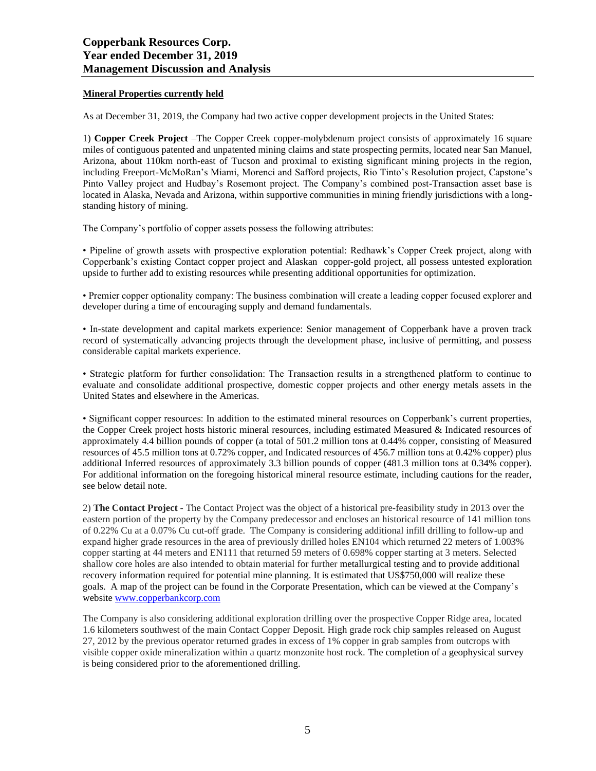**Mineral Properties currently held**

As at December 31, 2019, the Company had two active copper development projects in the United States:

1) **Copper Creek Project** –The Copper Creek copper-molybdenum project consists of approximately 16 square miles of contiguous patented and unpatented mining claims and state prospecting permits, located near San Manuel, Arizona, about 110km north-east of Tucson and proximal to existing significant mining projects in the region, including Freeport-McMoRan's Miami, Morenci and Safford projects, Rio Tinto's Resolution project, Capstone's Pinto Valley project and Hudbay's Rosemont project. The Company's combined post-Transaction asset base is located in Alaska, Nevada and Arizona, within supportive communities in mining friendly jurisdictions with a long-standing history of mining.

The Company's portfolio of copper assets possess the following attributes:

• Pipeline of growth assets with prospective exploration potential: Redhawk's Copper Creek project, along with Copperbank's existing Contact copper project and Alaskan copper-gold project, all possess untested exploration upside to further add to existing resources while presenting additional opportunities for optimization.

• Premier copper optionality company: The business combination will create a leading copper focused explorer and developer during a time of encouraging supply and demand fundamentals.

• In-state development and capital markets experience: Senior management of Copperbank have a proven track record of systematically advancing projects through the development phase, inclusive of permitting, and possess considerable capital markets experience.

• Strategic platform for further consolidation: The Transaction results in a strengthened platform to continue to evaluate and consolidate additional prospective, domestic copper projects and other energy metals assets in the United States and elsewhere in the Americas.

• Significant copper resources: In addition to the estimated mineral resources on Copperbank's current properties, the Copper Creek project hosts historic mineral resources, including estimated Measured & Indicated resources of approximately 4.4 billion pounds of copper (a total of 501.2 million tons at 0.44% copper, consisting of Measured resources of 45.5 million tons at 0.72% copper, and Indicated resources of 456.7 million tons at 0.42% copper) plus additional Inferred resources of approximately 3.3 billion pounds of copper (481.3 million tons at 0.34% copper). For additional information on the foregoing historical mineral resource estimate, including cautions for the reader, see below detail note.

2) **The Contact Project** - The Contact Project was the object of a historical pre-feasibility study in 2013 over the eastern portion of the property by the Company predecessor and encloses an historical resource of 141 million tons of 0.22% Cu at a 0.07% Cu cut-off grade. The Company is considering additional infill drilling to follow-up and expand higher grade resources in the area of previously drilled holes EN104 which returned 22 meters of 1.003% copper starting at 44 meters and EN111 that returned 59 meters of 0.698% copper starting at 3 meters. Selected shallow core holes are also intended to obtain material for further metallurgical testing and to provide additional recovery information required for potential mine planning. It is estimated that US$750,000 will realize these goals. A map of the project can be found in the Corporate Presentation, which can be viewed at the Company's website www.copperbankcorp.com

The Company is also considering additional exploration drilling over the prospective Copper Ridge area, located 1.6 kilometers southwest of the main Contact Copper Deposit. High grade rock chip samples released on August 27, 2012 by the previous operator returned grades in excess of 1% copper in grab samples from outcrops with visible copper oxide mineralization within a quartz monzonite host rock. The completion of a geophysical survey is being considered prior to the aforementioned drilling.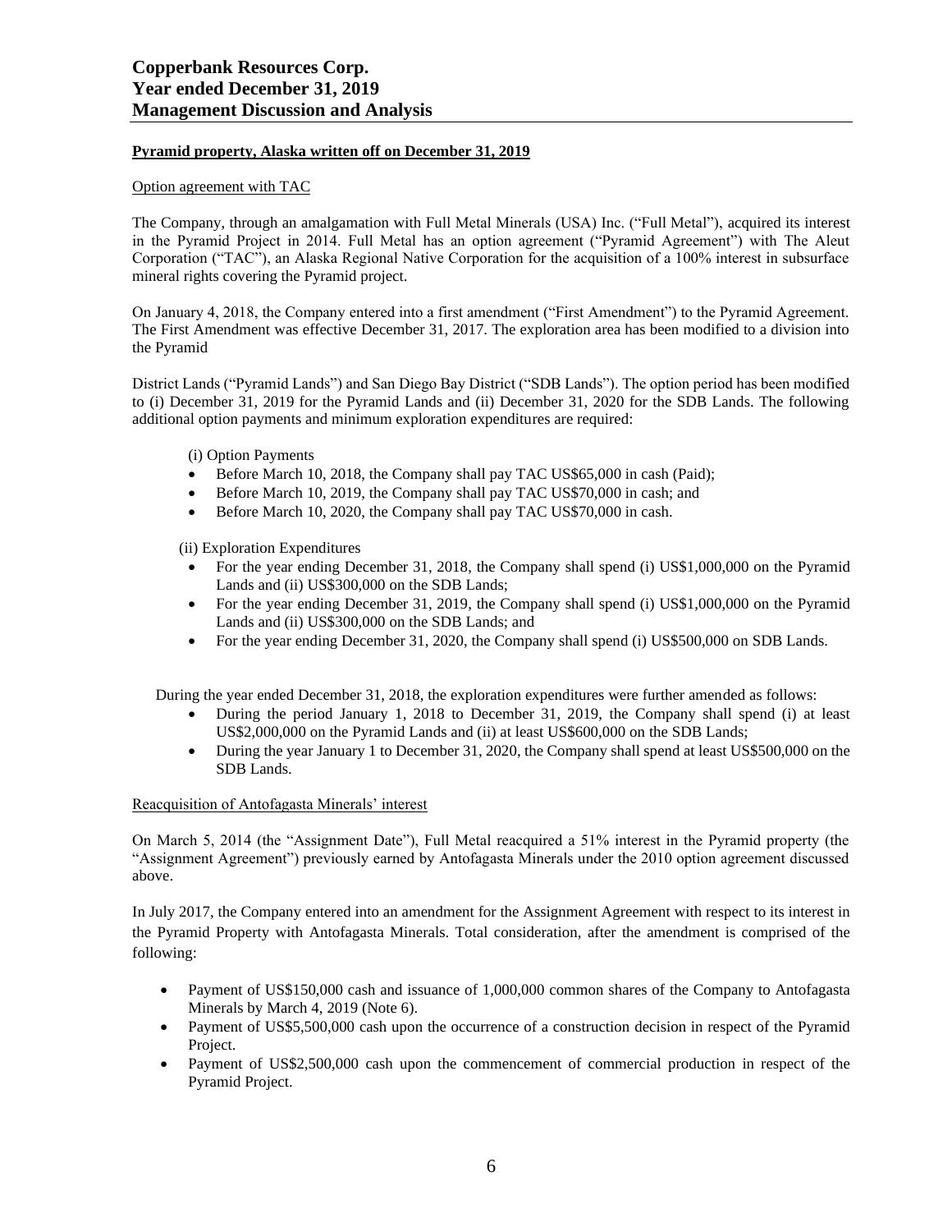**Pyramid property, Alaska written off on December 31, 2019**

Option agreement with TAC

The Company, through an amalgamation with Full Metal Minerals (USA) Inc. ("Full Metal"), acquired its interest in the Pyramid Project in 2014. Full Metal has an option agreement ("Pyramid Agreement") with The Aleut Corporation ("TAC"), an Alaska Regional Native Corporation for the acquisition of a 100% interest in subsurface mineral rights covering the Pyramid project.

On January 4, 2018, the Company entered into a first amendment ("First Amendment") to the Pyramid Agreement. The First Amendment was effective December 31, 2017. The exploration area has been modified to a division into the Pyramid

District Lands ("Pyramid Lands") and San Diego Bay District ("SDB Lands"). The option period has been modified to (i) December 31, 2019 for the Pyramid Lands and (ii) December 31, 2020 for the SDB Lands. The following additional option payments and minimum exploration expenditures are required:

(i) Option Payments

- Before March 10, 2018, the Company shall pay TAC US$65,000 in cash (Paid);
- Before March 10, 2019, the Company shall pay TAC US$70,000 in cash; and
- Before March 10, 2020, the Company shall pay TAC US$70,000 in cash.

(ii) Exploration Expenditures

- For the year ending December 31, 2018, the Company shall spend (i) US$1,000,000 on the Pyramid Lands and (ii) US$300,000 on the SDB Lands;
- For the year ending December 31, 2019, the Company shall spend (i) US$1,000,000 on the Pyramid Lands and (ii) US$300,000 on the SDB Lands; and
- For the year ending December 31, 2020, the Company shall spend (i) US$500,000 on SDB Lands.

During the year ended December 31, 2018, the exploration expenditures were further amended as follows:

- During the period January 1, 2018 to December 31, 2019, the Company shall spend (i) at least US$2,000,000 on the Pyramid Lands and (ii) at least US$600,000 on the SDB Lands;
- During the year January 1 to December 31, 2020, the Company shall spend at least US$500,000 on the SDB Lands.

Reacquisition of Antofagasta Minerals' interest

On March 5, 2014 (the "Assignment Date"), Full Metal reacquired a 51% interest in the Pyramid property (the "Assignment Agreement") previously earned by Antofagasta Minerals under the 2010 option agreement discussed above.

In July 2017, the Company entered into an amendment for the Assignment Agreement with respect to its interest in the Pyramid Property with Antofagasta Minerals. Total consideration, after the amendment is comprised of the following:

- Payment of US$150,000 cash and issuance of 1,000,000 common shares of the Company to Antofagasta Minerals by March 4, 2019 (Note 6).
- Payment of US$5,500,000 cash upon the occurrence of a construction decision in respect of the Pyramid Project.
- Payment of US$2,500,000 cash upon the commencement of commercial production in respect of the Pyramid Project.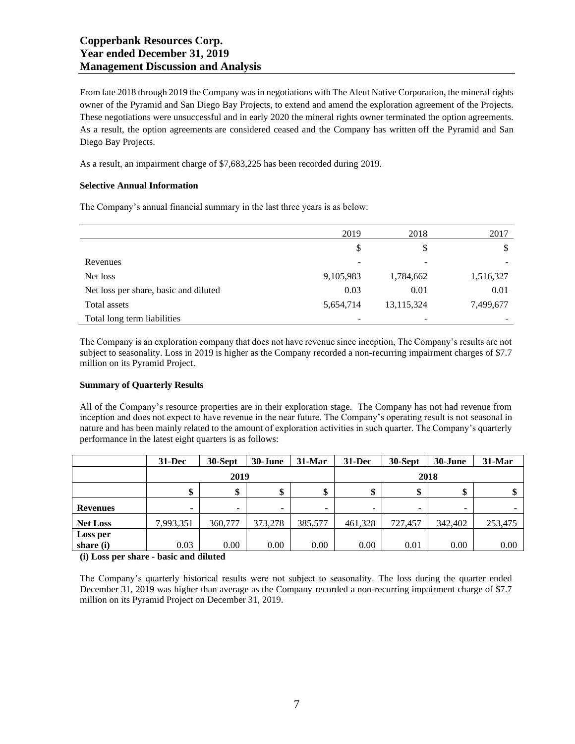From late 2018 through 2019 the Company was in negotiations with The Aleut Native Corporation, the mineral rights owner of the Pyramid and San Diego Bay Projects, to extend and amend the exploration agreement of the Projects. These negotiations were unsuccessful and in early 2020 the mineral rights owner terminated the option agreements. As a result, the option agreements are considered ceased and the Company has written off the Pyramid and San Diego Bay Projects.

As a result, an impairment charge of $7,683,225 has been recorded during 2019.

**Selective Annual Information**

The Company's annual financial summary in the last three years is as below:

| | 2019 | 2018 | 2017 |
|---|---|---|---|
| | $ | $ | $ |
| Revenues | - | - | - |
| Net loss | 9,105,983 | 1,784,662 | 1,516,327 |
| Net loss per share, basic and diluted | 0.03 | 0.01 | 0.01 |
| Total assets | 5,654,714 | 13,115,324 | 7,499,677 |
| Total long term liabilities | - | - | - |

The Company is an exploration company that does not have revenue since inception, The Company's results are not subject to seasonality. Loss in 2019 is higher as the Company recorded a non-recurring impairment charges of $7.7 million on its Pyramid Project.

**Summary of Quarterly Results**

All of the Company's resource properties are in their exploration stage. The Company has not had revenue from inception and does not expect to have revenue in the near future. The Company's operating result is not seasonal in nature and has been mainly related to the amount of exploration activities in such quarter. The Company's quarterly performance in the latest eight quarters is as follows:

| | **31-Dec** | **30-Sept** | **30-June** | **31-Mar** | **31-Dec** | **30-Sept** | **30-June** | **31-Mar** |
|---|---|---|---|---|---|---|---|---|
| | **2019** | | | | **2018** | | | |
| | **$** | **$** | **$** | **$** | **$** | **$** | **$** | **$** |
| **Revenues** | - | - | - | - | - | - | - | - |
| **Net Loss** | 7,993,351 | 360,777 | 373,278 | 385,577 | 461,328 | 727,457 | 342,402 | 253,475 |
| **Loss per share (i)** | 0.03 | 0.00 | 0.00 | 0.00 | 0.00 | 0.01 | 0.00 | 0.00 |

**(i) Loss per share - basic and diluted**

The Company's quarterly historical results were not subject to seasonality. The loss during the quarter ended December 31, 2019 was higher than average as the Company recorded a non-recurring impairment charge of $7.7 million on its Pyramid Project on December 31, 2019.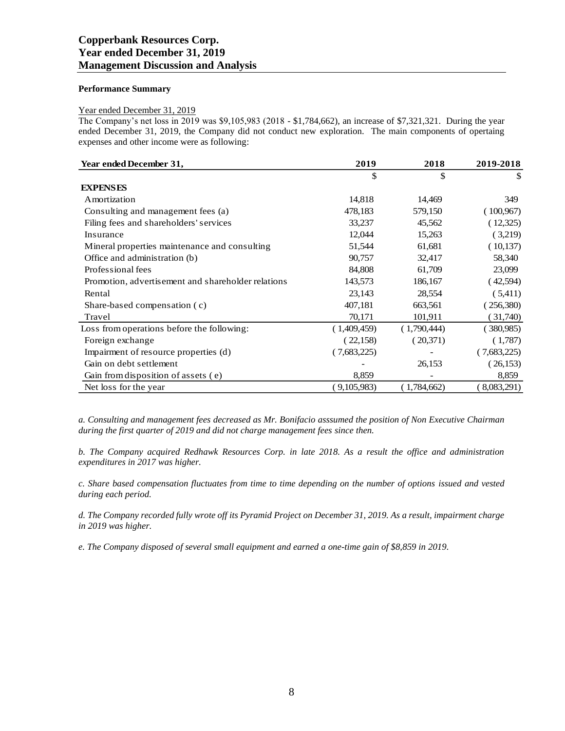### Performance Summary

Year ended December 31, 2019

The Company's net loss in 2019 was $9,105,983 (2018 - $1,784,662), an increase of $7,321,321. During the year ended December 31, 2019, the Company did not conduct new exploration. The main components of opertaing expenses and other income were as following:

| Year ended December 31, | 2019 | 2018 | 2019-2018 |
|---|---|---|---|
| | $ | $ | $ |
| **EXPENSES** | | | |
| Amortization | 14,818 | 14,469 | 349 |
| Consulting and management fees (a) | 478,183 | 579,150 | ( 100,967) |
| Filing fees and shareholders' services | 33,237 | 45,562 | ( 12,325) |
| Insurance | 12,044 | 15,263 | ( 3,219) |
| Mineral properties maintenance and consulting | 51,544 | 61,681 | ( 10,137) |
| Office and administration (b) | 90,757 | 32,417 | 58,340 |
| Professional fees | 84,808 | 61,709 | 23,099 |
| Promotion, advertisement and shareholder relations | 143,573 | 186,167 | ( 42,594) |
| Rental | 23,143 | 28,554 | ( 5,411) |
| Share-based compensation ( c) | 407,181 | 663,561 | ( 256,380) |
| Travel | 70,171 | 101,911 | ( 31,740) |
| Loss from operations before the following: | ( 1,409,459) | ( 1,790,444) | ( 380,985) |
| Foreign exchange | ( 22,158) | ( 20,371) | ( 1,787) |
| Impairment of resource properties (d) | ( 7,683,225) | - | ( 7,683,225) |
| Gain on debt settlement | - | 26,153 | ( 26,153) |
| Gain from disposition of assets ( e) | 8,859 | - | 8,859 |
| Net loss for the year | ( 9,105,983) | ( 1,784,662) | ( 8,083,291) |

*a. Consulting and management fees decreased as Mr. Bonifacio asssumed the position of Non Executive Chairman during the first quarter of 2019 and did not charge management fees since then.*

*b. The Company acquired Redhawk Resources Corp. in late 2018. As a result the office and administration expenditures in 2017 was higher.*

*c. Share based compensation fluctuates from time to time depending on the number of options issued and vested during each period.*

*d. The Company recorded fully wrote off its Pyramid Project on December 31, 2019. As a result, impairment charge in 2019 was higher.*

*e. The Company disposed of several small equipment and earned a one-time gain of $8,859 in 2019.*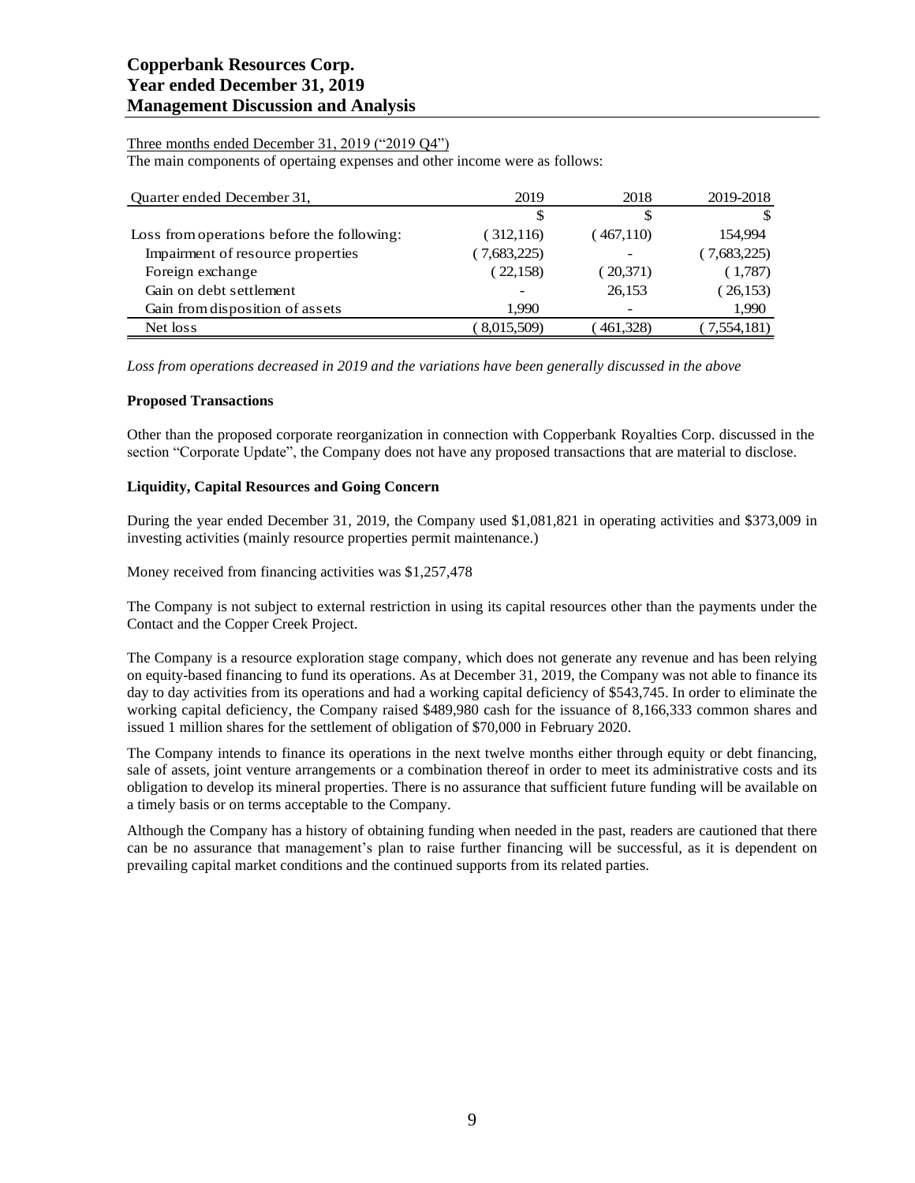Three months ended December 31, 2019 ("2019 Q4")

The main components of opertaing expenses and other income were as follows:

| Quarter ended December 31, | 2019 | 2018 | 2019-2018 |
|---|---|---|---|
| | $ | $ | $ |
| Loss from operations before the following: | ( 312,116) | ( 467,110) | 154,994 |
| Impairment of resource properties | ( 7,683,225) | - | ( 7,683,225) |
| Foreign exchange | ( 22,158) | ( 20,371) | ( 1,787) |
| Gain on debt settlement | - | 26,153 | ( 26,153) |
| Gain from disposition of assets | 1,990 | - | 1,990 |
| Net loss | ( 8,015,509) | ( 461,328) | ( 7,554,181) |

*Loss from operations decreased in 2019 and the variations have been generally discussed in the above*

**Proposed Transactions**

Other than the proposed corporate reorganization in connection with Copperbank Royalties Corp. discussed in the section "Corporate Update", the Company does not have any proposed transactions that are material to disclose.

**Liquidity, Capital Resources and Going Concern**

During the year ended December 31, 2019, the Company used $1,081,821 in operating activities and $373,009 in investing activities (mainly resource properties permit maintenance.)

Money received from financing activities was $1,257,478

The Company is not subject to external restriction in using its capital resources other than the payments under the Contact and the Copper Creek Project.

The Company is a resource exploration stage company, which does not generate any revenue and has been relying on equity-based financing to fund its operations. As at December 31, 2019, the Company was not able to finance its day to day activities from its operations and had a working capital deficiency of $543,745. In order to eliminate the working capital deficiency, the Company raised $489,980 cash for the issuance of 8,166,333 common shares and issued 1 million shares for the settlement of obligation of $70,000 in February 2020.

The Company intends to finance its operations in the next twelve months either through equity or debt financing, sale of assets, joint venture arrangements or a combination thereof in order to meet its administrative costs and its obligation to develop its mineral properties. There is no assurance that sufficient future funding will be available on a timely basis or on terms acceptable to the Company.

Although the Company has a history of obtaining funding when needed in the past, readers are cautioned that there can be no assurance that management's plan to raise further financing will be successful, as it is dependent on prevailing capital market conditions and the continued supports from its related parties.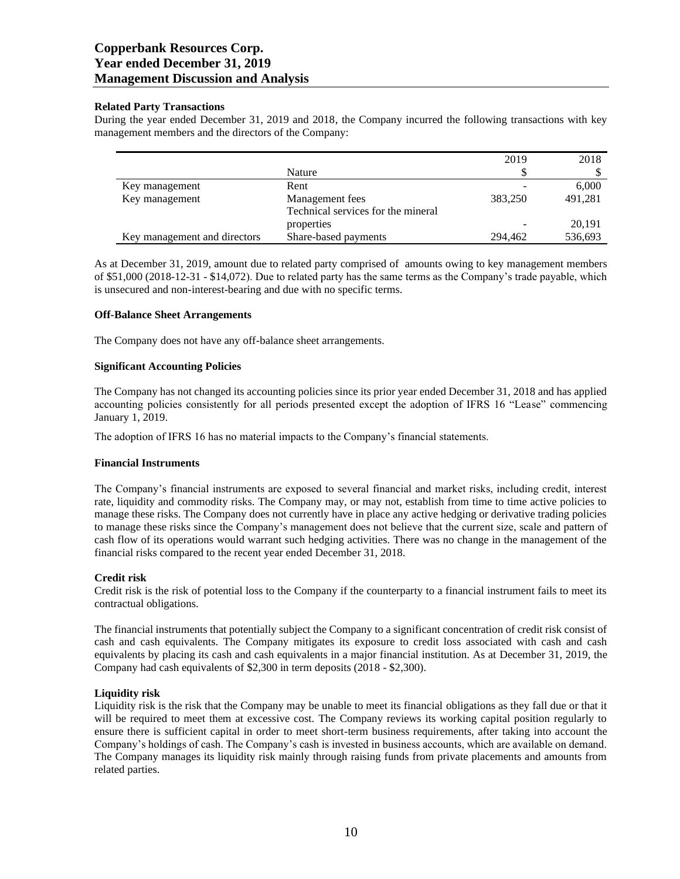### Related Party Transactions

During the year ended December 31, 2019 and 2018, the Company incurred the following transactions with key management members and the directors of the Company:

| | Nature | 2019<br>$ | 2018<br>$ |
|---|---|---|---|
| Key management | Rent | - | 6,000 |
| Key management | Management fees | 383,250 | 491,281 |
| | Technical services for the mineral properties | - | 20,191 |
| Key management and directors | Share-based payments | 294,462 | 536,693 |

As at December 31, 2019, amount due to related party comprised of amounts owing to key management members of $51,000 (2018-12-31 - $14,072). Due to related party has the same terms as the Company's trade payable, which is unsecured and non-interest-bearing and due with no specific terms.

### Off-Balance Sheet Arrangements

The Company does not have any off-balance sheet arrangements.

### Significant Accounting Policies

The Company has not changed its accounting policies since its prior year ended December 31, 2018 and has applied accounting policies consistently for all periods presented except the adoption of IFRS 16 "Lease" commencing January 1, 2019.

The adoption of IFRS 16 has no material impacts to the Company's financial statements.

### Financial Instruments

The Company's financial instruments are exposed to several financial and market risks, including credit, interest rate, liquidity and commodity risks. The Company may, or may not, establish from time to time active policies to manage these risks. The Company does not currently have in place any active hedging or derivative trading policies to manage these risks since the Company's management does not believe that the current size, scale and pattern of cash flow of its operations would warrant such hedging activities. There was no change in the management of the financial risks compared to the recent year ended December 31, 2018.

#### Credit risk

Credit risk is the risk of potential loss to the Company if the counterparty to a financial instrument fails to meet its contractual obligations.

The financial instruments that potentially subject the Company to a significant concentration of credit risk consist of cash and cash equivalents. The Company mitigates its exposure to credit loss associated with cash and cash equivalents by placing its cash and cash equivalents in a major financial institution. As at December 31, 2019, the Company had cash equivalents of $2,300 in term deposits (2018 - $2,300).

#### Liquidity risk

Liquidity risk is the risk that the Company may be unable to meet its financial obligations as they fall due or that it will be required to meet them at excessive cost. The Company reviews its working capital position regularly to ensure there is sufficient capital in order to meet short-term business requirements, after taking into account the Company's holdings of cash. The Company's cash is invested in business accounts, which are available on demand. The Company manages its liquidity risk mainly through raising funds from private placements and amounts from related parties.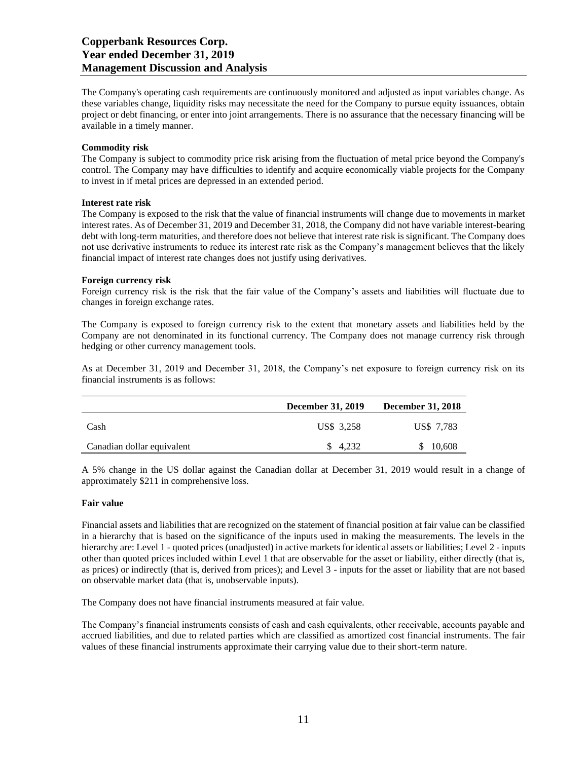The Company's operating cash requirements are continuously monitored and adjusted as input variables change. As these variables change, liquidity risks may necessitate the need for the Company to pursue equity issuances, obtain project or debt financing, or enter into joint arrangements. There is no assurance that the necessary financing will be available in a timely manner.

**Commodity risk**

The Company is subject to commodity price risk arising from the fluctuation of metal price beyond the Company's control. The Company may have difficulties to identify and acquire economically viable projects for the Company to invest in if metal prices are depressed in an extended period.

**Interest rate risk**

The Company is exposed to the risk that the value of financial instruments will change due to movements in market interest rates. As of December 31, 2019 and December 31, 2018, the Company did not have variable interest-bearing debt with long-term maturities, and therefore does not believe that interest rate risk is significant. The Company does not use derivative instruments to reduce its interest rate risk as the Company's management believes that the likely financial impact of interest rate changes does not justify using derivatives.

**Foreign currency risk**

Foreign currency risk is the risk that the fair value of the Company's assets and liabilities will fluctuate due to changes in foreign exchange rates.

The Company is exposed to foreign currency risk to the extent that monetary assets and liabilities held by the Company are not denominated in its functional currency. The Company does not manage currency risk through hedging or other currency management tools.

As at December 31, 2019 and December 31, 2018, the Company's net exposure to foreign currency risk on its financial instruments is as follows:

| | December 31, 2019 | December 31, 2018 |
|---|---|---|
| Cash | US$ 3,258 | US$ 7,783 |
| Canadian dollar equivalent | $ 4,232 | $ 10,608 |

A 5% change in the US dollar against the Canadian dollar at December 31, 2019 would result in a change of approximately $211 in comprehensive loss.

**Fair value**

Financial assets and liabilities that are recognized on the statement of financial position at fair value can be classified in a hierarchy that is based on the significance of the inputs used in making the measurements. The levels in the hierarchy are: Level 1 - quoted prices (unadjusted) in active markets for identical assets or liabilities; Level 2 - inputs other than quoted prices included within Level 1 that are observable for the asset or liability, either directly (that is, as prices) or indirectly (that is, derived from prices); and Level 3 - inputs for the asset or liability that are not based on observable market data (that is, unobservable inputs).

The Company does not have financial instruments measured at fair value.

The Company's financial instruments consists of cash and cash equivalents, other receivable, accounts payable and accrued liabilities, and due to related parties which are classified as amortized cost financial instruments. The fair values of these financial instruments approximate their carrying value due to their short-term nature.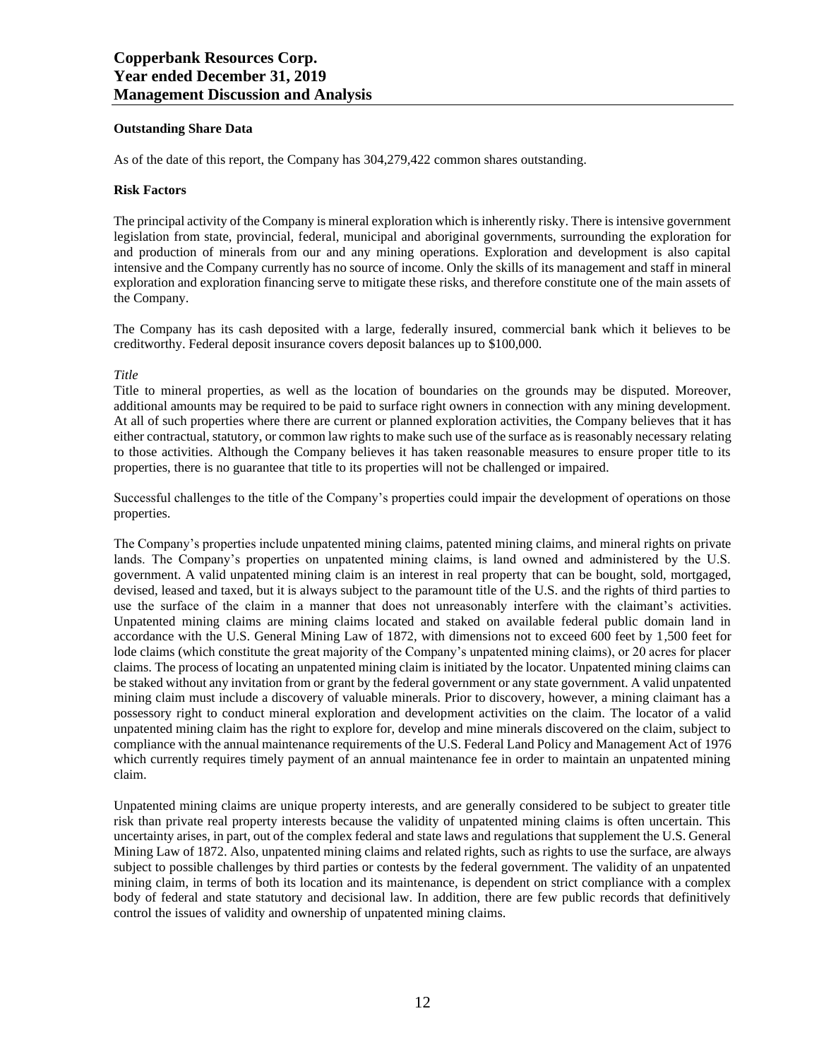**Outstanding Share Data**

As of the date of this report, the Company has 304,279,422 common shares outstanding.

**Risk Factors**

The principal activity of the Company is mineral exploration which is inherently risky. There is intensive government legislation from state, provincial, federal, municipal and aboriginal governments, surrounding the exploration for and production of minerals from our and any mining operations. Exploration and development is also capital intensive and the Company currently has no source of income. Only the skills of its management and staff in mineral exploration and exploration financing serve to mitigate these risks, and therefore constitute one of the main assets of the Company.

The Company has its cash deposited with a large, federally insured, commercial bank which it believes to be creditworthy. Federal deposit insurance covers deposit balances up to $100,000.

*Title*

Title to mineral properties, as well as the location of boundaries on the grounds may be disputed. Moreover, additional amounts may be required to be paid to surface right owners in connection with any mining development. At all of such properties where there are current or planned exploration activities, the Company believes that it has either contractual, statutory, or common law rights to make such use of the surface as is reasonably necessary relating to those activities. Although the Company believes it has taken reasonable measures to ensure proper title to its properties, there is no guarantee that title to its properties will not be challenged or impaired.

Successful challenges to the title of the Company's properties could impair the development of operations on those properties.

The Company's properties include unpatented mining claims, patented mining claims, and mineral rights on private lands. The Company's properties on unpatented mining claims, is land owned and administered by the U.S. government. A valid unpatented mining claim is an interest in real property that can be bought, sold, mortgaged, devised, leased and taxed, but it is always subject to the paramount title of the U.S. and the rights of third parties to use the surface of the claim in a manner that does not unreasonably interfere with the claimant's activities. Unpatented mining claims are mining claims located and staked on available federal public domain land in accordance with the U.S. General Mining Law of 1872, with dimensions not to exceed 600 feet by 1,500 feet for lode claims (which constitute the great majority of the Company's unpatented mining claims), or 20 acres for placer claims. The process of locating an unpatented mining claim is initiated by the locator. Unpatented mining claims can be staked without any invitation from or grant by the federal government or any state government. A valid unpatented mining claim must include a discovery of valuable minerals. Prior to discovery, however, a mining claimant has a possessory right to conduct mineral exploration and development activities on the claim. The locator of a valid unpatented mining claim has the right to explore for, develop and mine minerals discovered on the claim, subject to compliance with the annual maintenance requirements of the U.S. Federal Land Policy and Management Act of 1976 which currently requires timely payment of an annual maintenance fee in order to maintain an unpatented mining claim.

Unpatented mining claims are unique property interests, and are generally considered to be subject to greater title risk than private real property interests because the validity of unpatented mining claims is often uncertain. This uncertainty arises, in part, out of the complex federal and state laws and regulations that supplement the U.S. General Mining Law of 1872. Also, unpatented mining claims and related rights, such as rights to use the surface, are always subject to possible challenges by third parties or contests by the federal government. The validity of an unpatented mining claim, in terms of both its location and its maintenance, is dependent on strict compliance with a complex body of federal and state statutory and decisional law. In addition, there are few public records that definitively control the issues of validity and ownership of unpatented mining claims.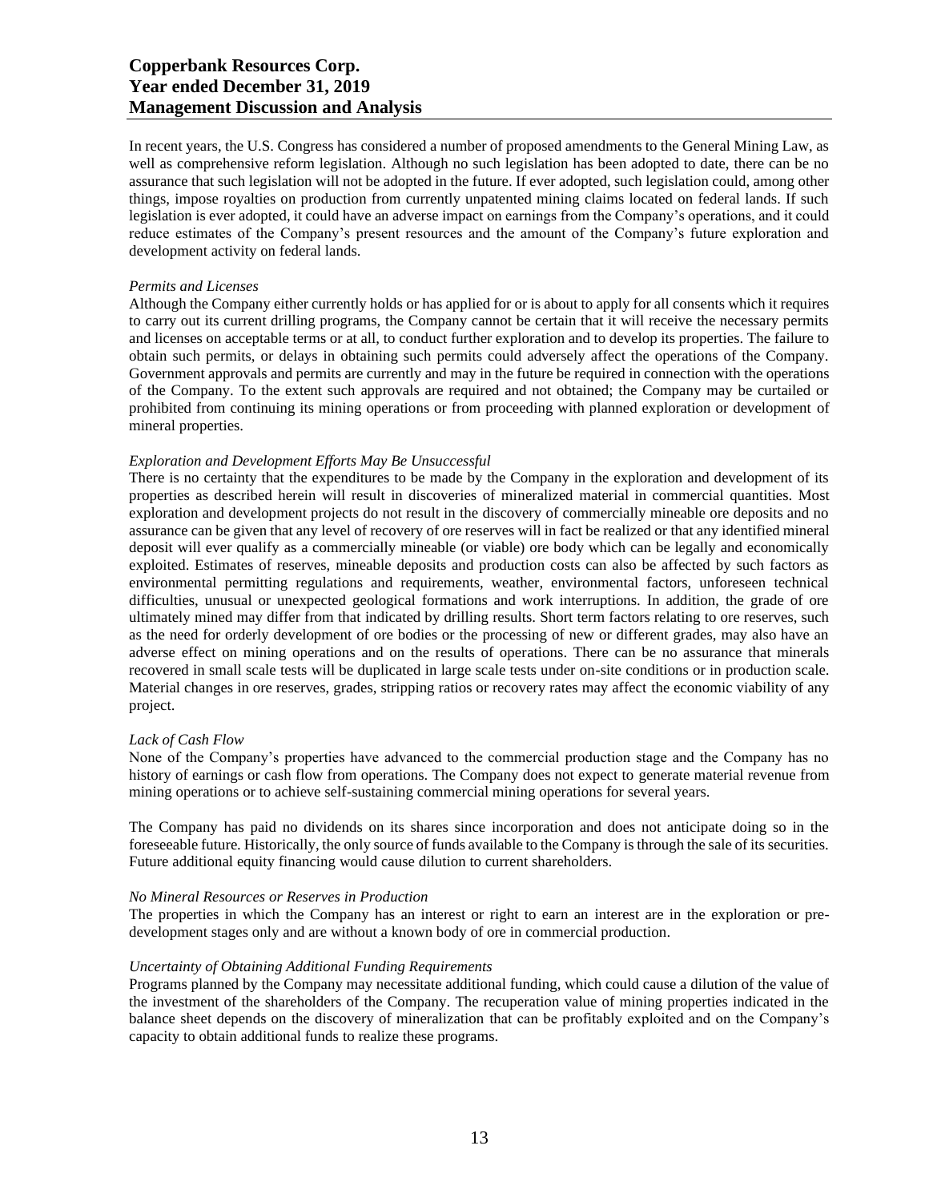In recent years, the U.S. Congress has considered a number of proposed amendments to the General Mining Law, as well as comprehensive reform legislation. Although no such legislation has been adopted to date, there can be no assurance that such legislation will not be adopted in the future. If ever adopted, such legislation could, among other things, impose royalties on production from currently unpatented mining claims located on federal lands. If such legislation is ever adopted, it could have an adverse impact on earnings from the Company's operations, and it could reduce estimates of the Company's present resources and the amount of the Company's future exploration and development activity on federal lands.

*Permits and Licenses*

Although the Company either currently holds or has applied for or is about to apply for all consents which it requires to carry out its current drilling programs, the Company cannot be certain that it will receive the necessary permits and licenses on acceptable terms or at all, to conduct further exploration and to develop its properties. The failure to obtain such permits, or delays in obtaining such permits could adversely affect the operations of the Company. Government approvals and permits are currently and may in the future be required in connection with the operations of the Company. To the extent such approvals are required and not obtained; the Company may be curtailed or prohibited from continuing its mining operations or from proceeding with planned exploration or development of mineral properties.

*Exploration and Development Efforts May Be Unsuccessful*

There is no certainty that the expenditures to be made by the Company in the exploration and development of its properties as described herein will result in discoveries of mineralized material in commercial quantities. Most exploration and development projects do not result in the discovery of commercially mineable ore deposits and no assurance can be given that any level of recovery of ore reserves will in fact be realized or that any identified mineral deposit will ever qualify as a commercially mineable (or viable) ore body which can be legally and economically exploited. Estimates of reserves, mineable deposits and production costs can also be affected by such factors as environmental permitting regulations and requirements, weather, environmental factors, unforeseen technical difficulties, unusual or unexpected geological formations and work interruptions. In addition, the grade of ore ultimately mined may differ from that indicated by drilling results. Short term factors relating to ore reserves, such as the need for orderly development of ore bodies or the processing of new or different grades, may also have an adverse effect on mining operations and on the results of operations. There can be no assurance that minerals recovered in small scale tests will be duplicated in large scale tests under on-site conditions or in production scale. Material changes in ore reserves, grades, stripping ratios or recovery rates may affect the economic viability of any project.

*Lack of Cash Flow*

None of the Company's properties have advanced to the commercial production stage and the Company has no history of earnings or cash flow from operations. The Company does not expect to generate material revenue from mining operations or to achieve self-sustaining commercial mining operations for several years.

The Company has paid no dividends on its shares since incorporation and does not anticipate doing so in the foreseeable future. Historically, the only source of funds available to the Company is through the sale of its securities. Future additional equity financing would cause dilution to current shareholders.

*No Mineral Resources or Reserves in Production*

The properties in which the Company has an interest or right to earn an interest are in the exploration or pre-development stages only and are without a known body of ore in commercial production.

*Uncertainty of Obtaining Additional Funding Requirements*

Programs planned by the Company may necessitate additional funding, which could cause a dilution of the value of the investment of the shareholders of the Company. The recuperation value of mining properties indicated in the balance sheet depends on the discovery of mineralization that can be profitably exploited and on the Company's capacity to obtain additional funds to realize these programs.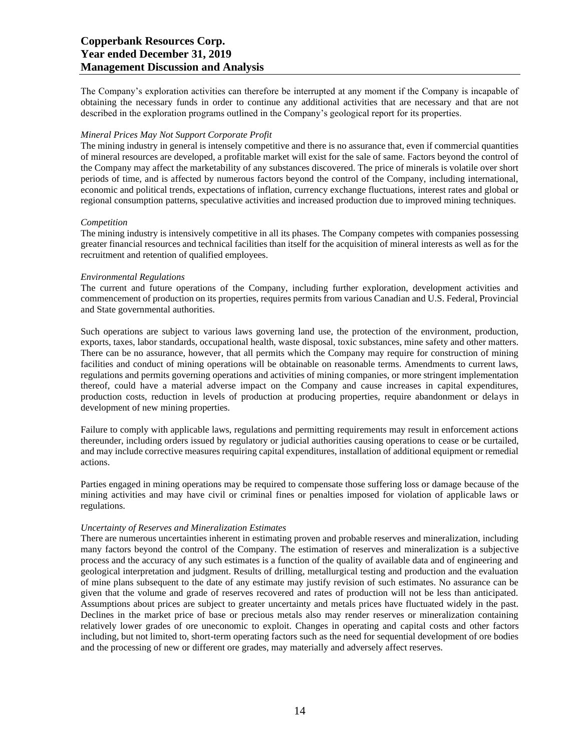The Company's exploration activities can therefore be interrupted at any moment if the Company is incapable of obtaining the necessary funds in order to continue any additional activities that are necessary and that are not described in the exploration programs outlined in the Company's geological report for its properties.

*Mineral Prices May Not Support Corporate Profit*

The mining industry in general is intensely competitive and there is no assurance that, even if commercial quantities of mineral resources are developed, a profitable market will exist for the sale of same. Factors beyond the control of the Company may affect the marketability of any substances discovered. The price of minerals is volatile over short periods of time, and is affected by numerous factors beyond the control of the Company, including international, economic and political trends, expectations of inflation, currency exchange fluctuations, interest rates and global or regional consumption patterns, speculative activities and increased production due to improved mining techniques.

*Competition*

The mining industry is intensively competitive in all its phases. The Company competes with companies possessing greater financial resources and technical facilities than itself for the acquisition of mineral interests as well as for the recruitment and retention of qualified employees.

*Environmental Regulations*

The current and future operations of the Company, including further exploration, development activities and commencement of production on its properties, requires permits from various Canadian and U.S. Federal, Provincial and State governmental authorities.

Such operations are subject to various laws governing land use, the protection of the environment, production, exports, taxes, labor standards, occupational health, waste disposal, toxic substances, mine safety and other matters. There can be no assurance, however, that all permits which the Company may require for construction of mining facilities and conduct of mining operations will be obtainable on reasonable terms. Amendments to current laws, regulations and permits governing operations and activities of mining companies, or more stringent implementation thereof, could have a material adverse impact on the Company and cause increases in capital expenditures, production costs, reduction in levels of production at producing properties, require abandonment or delays in development of new mining properties.

Failure to comply with applicable laws, regulations and permitting requirements may result in enforcement actions thereunder, including orders issued by regulatory or judicial authorities causing operations to cease or be curtailed, and may include corrective measures requiring capital expenditures, installation of additional equipment or remedial actions.

Parties engaged in mining operations may be required to compensate those suffering loss or damage because of the mining activities and may have civil or criminal fines or penalties imposed for violation of applicable laws or regulations.

*Uncertainty of Reserves and Mineralization Estimates*

There are numerous uncertainties inherent in estimating proven and probable reserves and mineralization, including many factors beyond the control of the Company. The estimation of reserves and mineralization is a subjective process and the accuracy of any such estimates is a function of the quality of available data and of engineering and geological interpretation and judgment. Results of drilling, metallurgical testing and production and the evaluation of mine plans subsequent to the date of any estimate may justify revision of such estimates. No assurance can be given that the volume and grade of reserves recovered and rates of production will not be less than anticipated. Assumptions about prices are subject to greater uncertainty and metals prices have fluctuated widely in the past. Declines in the market price of base or precious metals also may render reserves or mineralization containing relatively lower grades of ore uneconomic to exploit. Changes in operating and capital costs and other factors including, but not limited to, short-term operating factors such as the need for sequential development of ore bodies and the processing of new or different ore grades, may materially and adversely affect reserves.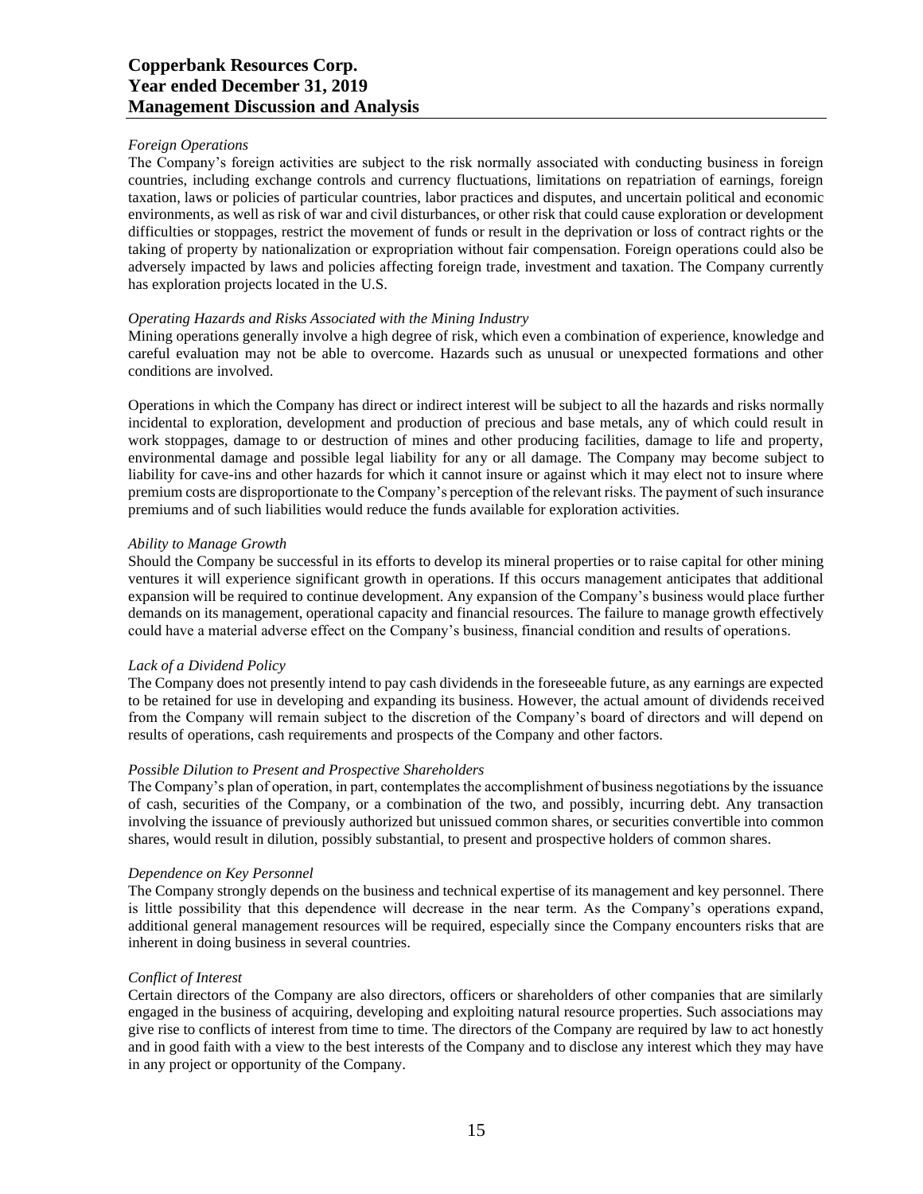*Foreign Operations*

The Company's foreign activities are subject to the risk normally associated with conducting business in foreign countries, including exchange controls and currency fluctuations, limitations on repatriation of earnings, foreign taxation, laws or policies of particular countries, labor practices and disputes, and uncertain political and economic environments, as well as risk of war and civil disturbances, or other risk that could cause exploration or development difficulties or stoppages, restrict the movement of funds or result in the deprivation or loss of contract rights or the taking of property by nationalization or expropriation without fair compensation. Foreign operations could also be adversely impacted by laws and policies affecting foreign trade, investment and taxation. The Company currently has exploration projects located in the U.S.

*Operating Hazards and Risks Associated with the Mining Industry*

Mining operations generally involve a high degree of risk, which even a combination of experience, knowledge and careful evaluation may not be able to overcome. Hazards such as unusual or unexpected formations and other conditions are involved.

Operations in which the Company has direct or indirect interest will be subject to all the hazards and risks normally incidental to exploration, development and production of precious and base metals, any of which could result in work stoppages, damage to or destruction of mines and other producing facilities, damage to life and property, environmental damage and possible legal liability for any or all damage. The Company may become subject to liability for cave-ins and other hazards for which it cannot insure or against which it may elect not to insure where premium costs are disproportionate to the Company's perception of the relevant risks. The payment of such insurance premiums and of such liabilities would reduce the funds available for exploration activities.

*Ability to Manage Growth*

Should the Company be successful in its efforts to develop its mineral properties or to raise capital for other mining ventures it will experience significant growth in operations. If this occurs management anticipates that additional expansion will be required to continue development. Any expansion of the Company's business would place further demands on its management, operational capacity and financial resources. The failure to manage growth effectively could have a material adverse effect on the Company's business, financial condition and results of operations.

*Lack of a Dividend Policy*

The Company does not presently intend to pay cash dividends in the foreseeable future, as any earnings are expected to be retained for use in developing and expanding its business. However, the actual amount of dividends received from the Company will remain subject to the discretion of the Company's board of directors and will depend on results of operations, cash requirements and prospects of the Company and other factors.

*Possible Dilution to Present and Prospective Shareholders*

The Company's plan of operation, in part, contemplates the accomplishment of business negotiations by the issuance of cash, securities of the Company, or a combination of the two, and possibly, incurring debt. Any transaction involving the issuance of previously authorized but unissued common shares, or securities convertible into common shares, would result in dilution, possibly substantial, to present and prospective holders of common shares.

*Dependence on Key Personnel*

The Company strongly depends on the business and technical expertise of its management and key personnel. There is little possibility that this dependence will decrease in the near term. As the Company's operations expand, additional general management resources will be required, especially since the Company encounters risks that are inherent in doing business in several countries.

*Conflict of Interest*

Certain directors of the Company are also directors, officers or shareholders of other companies that are similarly engaged in the business of acquiring, developing and exploiting natural resource properties. Such associations may give rise to conflicts of interest from time to time. The directors of the Company are required by law to act honestly and in good faith with a view to the best interests of the Company and to disclose any interest which they may have in any project or opportunity of the Company.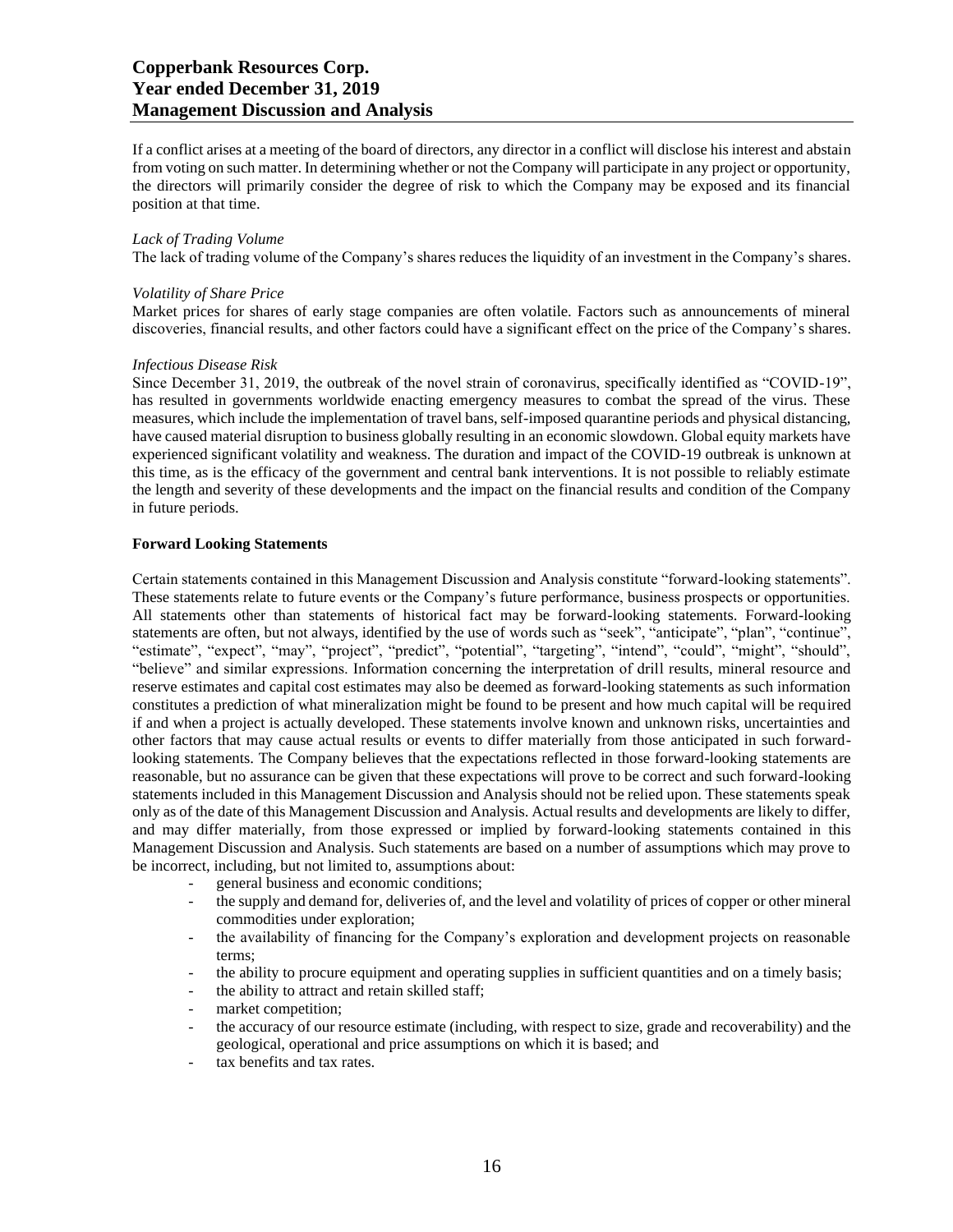If a conflict arises at a meeting of the board of directors, any director in a conflict will disclose his interest and abstain from voting on such matter. In determining whether or not the Company will participate in any project or opportunity, the directors will primarily consider the degree of risk to which the Company may be exposed and its financial position at that time.

*Lack of Trading Volume*

The lack of trading volume of the Company's shares reduces the liquidity of an investment in the Company's shares.

*Volatility of Share Price*

Market prices for shares of early stage companies are often volatile. Factors such as announcements of mineral discoveries, financial results, and other factors could have a significant effect on the price of the Company's shares.

*Infectious Disease Risk*

Since December 31, 2019, the outbreak of the novel strain of coronavirus, specifically identified as "COVID-19", has resulted in governments worldwide enacting emergency measures to combat the spread of the virus. These measures, which include the implementation of travel bans, self-imposed quarantine periods and physical distancing, have caused material disruption to business globally resulting in an economic slowdown. Global equity markets have experienced significant volatility and weakness. The duration and impact of the COVID-19 outbreak is unknown at this time, as is the efficacy of the government and central bank interventions. It is not possible to reliably estimate the length and severity of these developments and the impact on the financial results and condition of the Company in future periods.

**Forward Looking Statements**

Certain statements contained in this Management Discussion and Analysis constitute "forward-looking statements". These statements relate to future events or the Company's future performance, business prospects or opportunities. All statements other than statements of historical fact may be forward-looking statements. Forward-looking statements are often, but not always, identified by the use of words such as "seek", "anticipate", "plan", "continue", "estimate", "expect", "may", "project", "predict", "potential", "targeting", "intend", "could", "might", "should", "believe" and similar expressions. Information concerning the interpretation of drill results, mineral resource and reserve estimates and capital cost estimates may also be deemed as forward-looking statements as such information constitutes a prediction of what mineralization might be found to be present and how much capital will be required if and when a project is actually developed. These statements involve known and unknown risks, uncertainties and other factors that may cause actual results or events to differ materially from those anticipated in such forward-looking statements. The Company believes that the expectations reflected in those forward-looking statements are reasonable, but no assurance can be given that these expectations will prove to be correct and such forward-looking statements included in this Management Discussion and Analysis should not be relied upon. These statements speak only as of the date of this Management Discussion and Analysis. Actual results and developments are likely to differ, and may differ materially, from those expressed or implied by forward-looking statements contained in this Management Discussion and Analysis. Such statements are based on a number of assumptions which may prove to be incorrect, including, but not limited to, assumptions about:

- general business and economic conditions;
- the supply and demand for, deliveries of, and the level and volatility of prices of copper or other mineral commodities under exploration;
- the availability of financing for the Company's exploration and development projects on reasonable terms;
- the ability to procure equipment and operating supplies in sufficient quantities and on a timely basis;
- the ability to attract and retain skilled staff;
- market competition;
- the accuracy of our resource estimate (including, with respect to size, grade and recoverability) and the geological, operational and price assumptions on which it is based; and
- tax benefits and tax rates.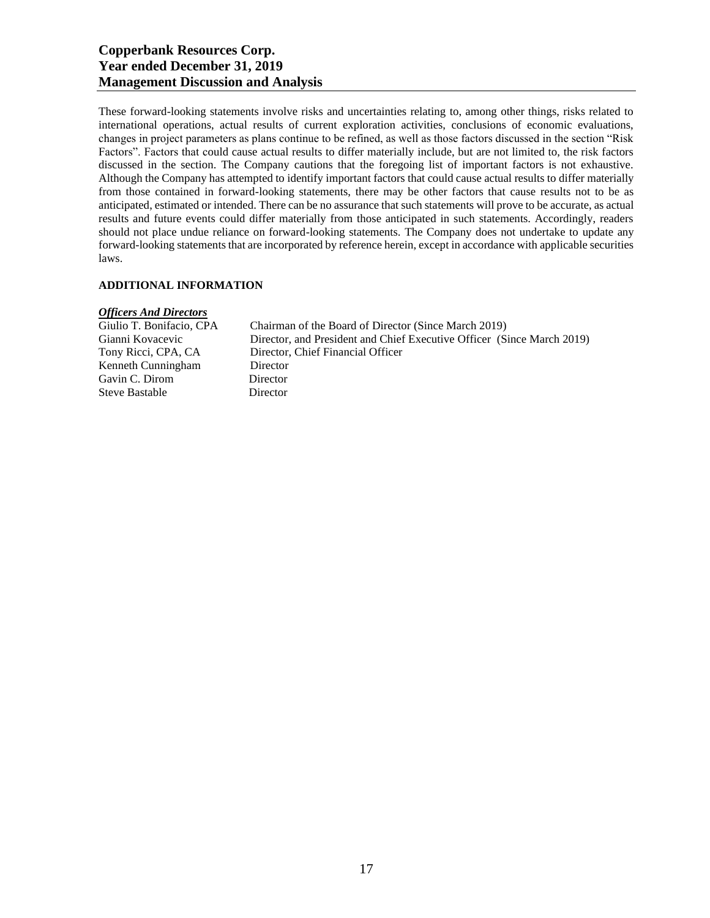These forward-looking statements involve risks and uncertainties relating to, among other things, risks related to international operations, actual results of current exploration activities, conclusions of economic evaluations, changes in project parameters as plans continue to be refined, as well as those factors discussed in the section "Risk Factors". Factors that could cause actual results to differ materially include, but are not limited to, the risk factors discussed in the section. The Company cautions that the foregoing list of important factors is not exhaustive. Although the Company has attempted to identify important factors that could cause actual results to differ materially from those contained in forward-looking statements, there may be other factors that cause results not to be as anticipated, estimated or intended. There can be no assurance that such statements will prove to be accurate, as actual results and future events could differ materially from those anticipated in such statements. Accordingly, readers should not place undue reliance on forward-looking statements. The Company does not undertake to update any forward-looking statements that are incorporated by reference herein, except in accordance with applicable securities laws.

## ADDITIONAL INFORMATION

***Officers And Directors***

| | |
|---|---|
| Giulio T. Bonifacio, CPA | Chairman of the Board of Director (Since March 2019) |
| Gianni Kovacevic | Director, and President and Chief Executive Officer (Since March 2019) |
| Tony Ricci, CPA, CA | Director, Chief Financial Officer |
| Kenneth Cunningham | Director |
| Gavin C. Dirom | Director |
| Steve Bastable | Director |